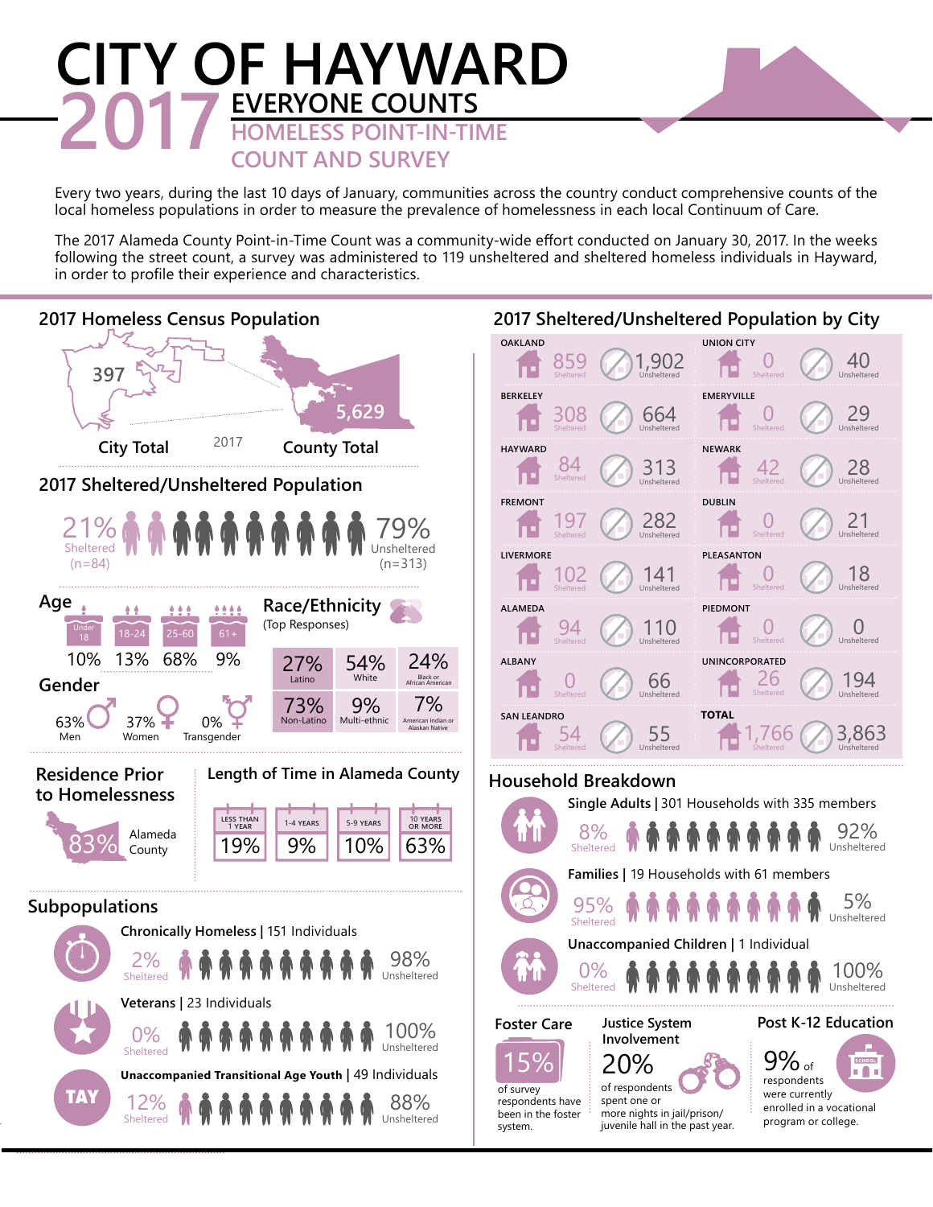# CITY OF HAYWARD

# 2017 EVERYONE COUNTS

## HOMELESS POINT-IN-TIME COUNT AND SURVEY

Every two years, during the last 10 days of January, communities across the country conduct comprehensive counts of the local homeless populations in order to measure the prevalence of homelessness in each local Continuum of Care.

The 2017 Alameda County Point-in-Time Count was a community-wide effort conducted on January 30, 2017. In the weeks following the street count, a survey was administered to 119 unsheltered and sheltered homeless individuals in Hayward, in order to profile their experience and characteristics.

## 2017 Homeless Census Population

397 City Total — 2017 — 5,629 County Total

## 2017 Sheltered/Unsheltered Population

21% Sheltered (n=84) | 79% Unsheltered (n=313)

## Age

| Under 18 | 18-24 | 25-60 | 61+ |
|---|---|---|---|
| 10% | 13% | 68% | 9% |

## Gender

63% Men | 37% Women | 0% Transgender

## Race/Ethnicity

(Top Responses)

| 27% Latino | 54% White | 24% Black or African American |
|---|---|---|
| 73% Non-Latino | 9% Multi-ethnic | 7% American Indian or Alaskan Native |

## Residence Prior to Homelessness

83% Alameda County

## Length of Time in Alameda County

| Less than 1 year | 1-4 years | 5-9 years | 10 years or more |
|---|---|---|---|
| 19% | 9% | 10% | 63% |

## Subpopulations

**Chronically Homeless** | 151 Individuals — 2% Sheltered, 98% Unsheltered

**Veterans** | 23 Individuals — 0% Sheltered, 100% Unsheltered

**Unaccompanied Transitional Age Youth** | 49 Individuals — 12% Sheltered, 88% Unsheltered

## 2017 Sheltered/Unsheltered Population by City

| City | Sheltered | Unsheltered |
|---|---|---|
| Oakland | 859 | 1,902 |
| Berkeley | 308 | 664 |
| Hayward | 84 | 313 |
| Fremont | 197 | 282 |
| Livermore | 102 | 141 |
| Alameda | 94 | 110 |
| Albany | 0 | 66 |
| San Leandro | 54 | 55 |
| Union City | 0 | 40 |
| Emeryville | 0 | 29 |
| Newark | 42 | 28 |
| Dublin | 0 | 21 |
| Pleasanton | 0 | 18 |
| Piedmont | 0 | 0 |
| Unincorporated | 26 | 194 |
| Total | 1,766 | 3,863 |

## Household Breakdown

**Single Adults** | 301 Households with 335 members — 8% Sheltered, 92% Unsheltered

**Families** | 19 Households with 61 members — 95% Sheltered, 5% Unsheltered

**Unaccompanied Children** | 1 Individual — 0% Sheltered, 100% Unsheltered

## Foster Care

15% of survey respondents have been in the foster system.

## Justice System Involvement

20% of respondents spent one or more nights in jail/prison/juvenile hall in the past year.

## Post K-12 Education

9% of respondents were currently enrolled in a vocational program or college.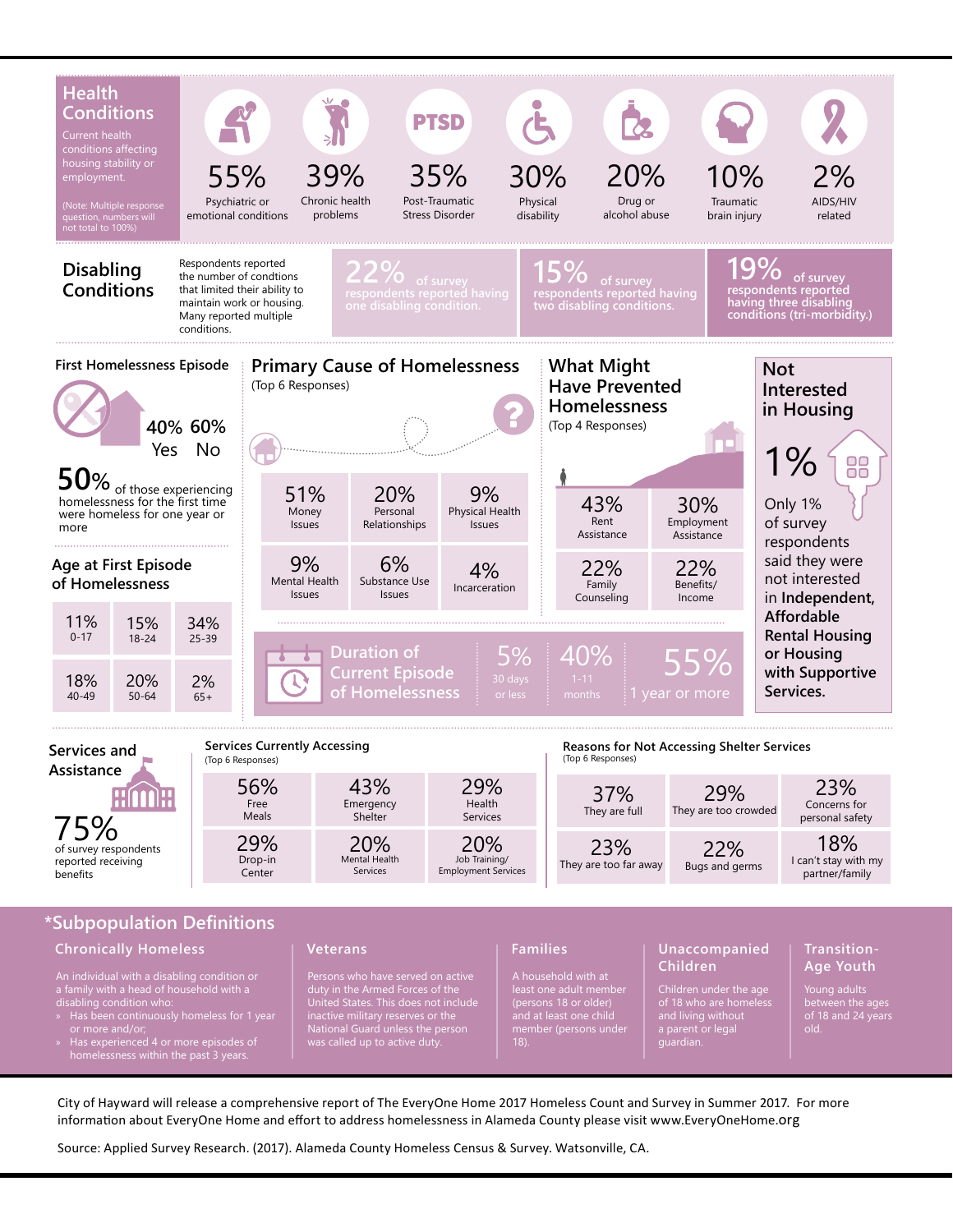## Health Conditions

Current health conditions affecting housing stability or employment.

(Note: Multiple response question, numbers will not total to 100%)

| | | | | | | |
|---|---|---|---|---|---|---|
| 55% | 39% | 35% | 30% | 20% | 10% | 2% |
| Psychiatric or emotional conditions | Chronic health problems | Post-Traumatic Stress Disorder | Physical disability | Drug or alcohol abuse | Traumatic brain injury | AIDS/HIV related |

## Disabling Conditions

Respondents reported the number of condtions that limited their ability to maintain work or housing. Many reported multiple conditions.

**22%** of survey respondents reported having one disabling condition.

**15%** of survey respondents reported having two disabling conditions.

**19%** of survey respondents reported having three disabling conditions (tri-morbidity.)

### First Homelessness Episode

40% Yes 60% No

**50%** of those experiencing homelessness for the first time were homeless for one year or more

### Age at First Episode of Homelessness

| | | |
|---|---|---|
| 11% 0-17 | 15% 18-24 | 34% 25-39 |
| 18% 40-49 | 20% 50-64 | 2% 65+ |

## Primary Cause of Homelessness

(Top 6 Responses)

| | | |
|---|---|---|
| 51% Money Issues | 20% Personal Relationships | 9% Physical Health Issues |
| 9% Mental Health Issues | 6% Substance Use Issues | 4% Incarceration |

## What Might Have Prevented Homelessness

(Top 4 Responses)

| | |
|---|---|
| 43% Rent Assistance | 30% Employment Assistance |
| 22% Family Counseling | 22% Benefits/ Income |

## Not Interested in Housing

**1%**

Only 1% of survey respondents said they were not interested in **Independent, Affordable Rental Housing or Housing with Supportive Services.**

### Duration of Current Episode of Homelessness

| | | |
|---|---|---|
| 5% 30 days or less | 40% 1-11 months | 55% 1 year or more |

## Services and Assistance

**75%** of survey respondents reported receiving benefits

### Services Currently Accessing

(Top 6 Responses)

| | | |
|---|---|---|
| 56% Free Meals | 43% Emergency Shelter | 29% Health Services |
| 29% Drop-in Center | 20% Mental Health Services | 20% Job Training/ Employment Services |

### Reasons for Not Accessing Shelter Services

(Top 6 Responses)

| | | |
|---|---|---|
| 37% They are full | 29% They are too crowded | 23% Concerns for personal safety |
| 23% They are too far away | 22% Bugs and germs | 18% I can't stay with my partner/family |

## *Subpopulation Definitions

### Chronically Homeless

An individual with a disabling condition or a family with a head of household with a disabling condition who:

- Has been continuously homeless for 1 year or more and/or;
- Has experienced 4 or more episodes of homelessness within the past 3 years.

### Veterans

Persons who have served on active duty in the Armed Forces of the United States. This does not include inactive military reserves or the National Guard unless the person was called up to active duty.

### Families

A household with at least one adult member (persons 18 or older) and at least one child member (persons under 18).

### Unaccompanied Children

Children under the age of 18 who are homeless and living without a parent or legal guardian.

### Transition-Age Youth

Young adults between the ages of 18 and 24 years old.

City of Hayward will release a comprehensive report of The EveryOne Home 2017 Homeless Count and Survey in Summer 2017. For more information about EveryOne Home and effort to address homelessness in Alameda County please visit www.EveryOneHome.org

Source: Applied Survey Research. (2017). Alameda County Homeless Census & Survey. Watsonville, CA.